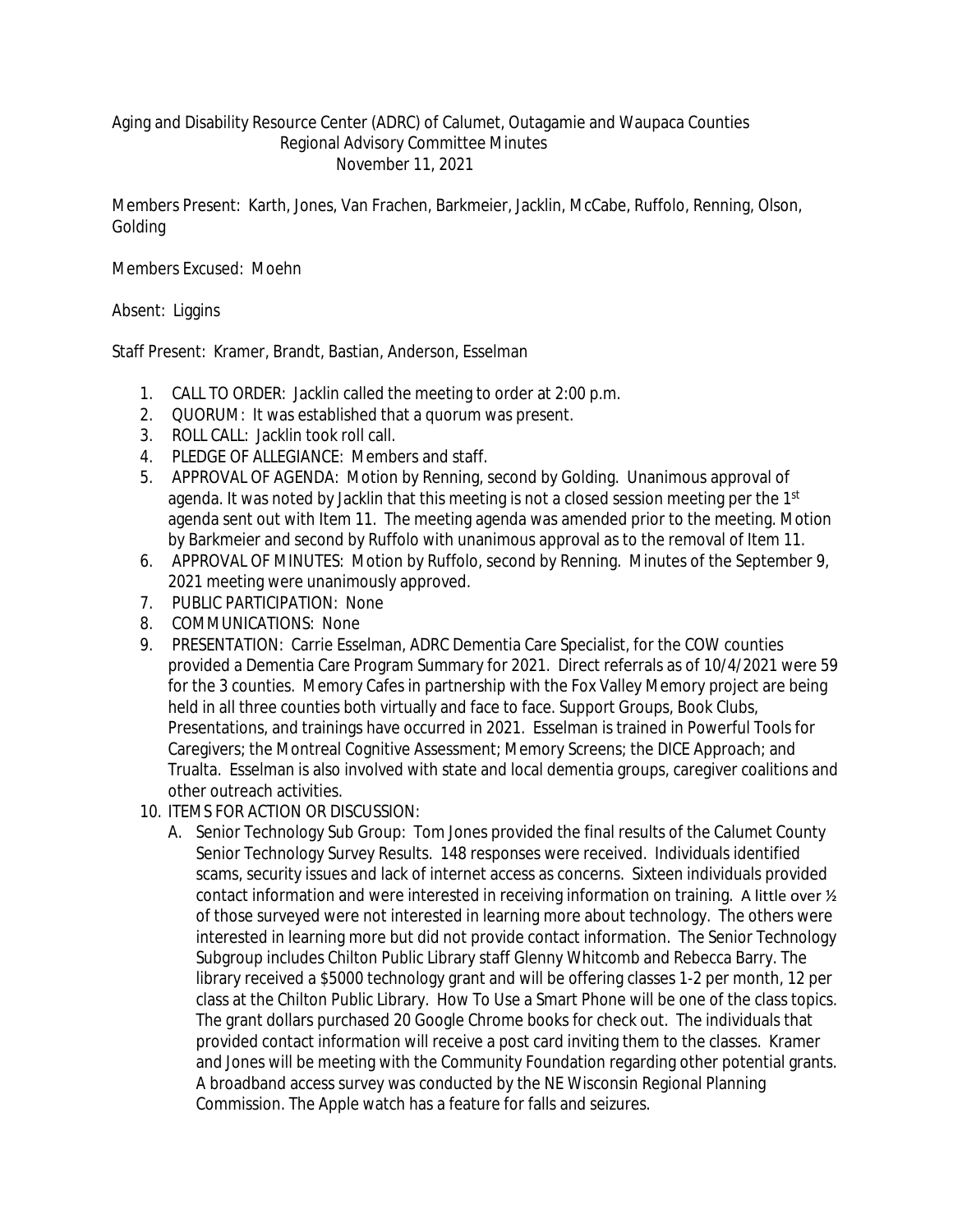Aging and Disability Resource Center (ADRC) of Calumet, Outagamie and Waupaca Counties
Regional Advisory Committee Minutes
November 11, 2021

Members Present: Karth, Jones, Van Frachen, Barkmeier, Jacklin, McCabe, Ruffolo, Renning, Olson, Golding

Members Excused: Moehn

Absent: Liggins

Staff Present: Kramer, Brandt, Bastian, Anderson, Esselman

1. CALL TO ORDER: Jacklin called the meeting to order at 2:00 p.m.
2. QUORUM: It was established that a quorum was present.
3. ROLL CALL: Jacklin took roll call.
4. PLEDGE OF ALLEGIANCE: Members and staff.
5. APPROVAL OF AGENDA: Motion by Renning, second by Golding. Unanimous approval of agenda. It was noted by Jacklin that this meeting is not a closed session meeting per the 1st agenda sent out with Item 11. The meeting agenda was amended prior to the meeting. Motion by Barkmeier and second by Ruffolo with unanimous approval as to the removal of Item 11.
6. APPROVAL OF MINUTES: Motion by Ruffolo, second by Renning. Minutes of the September 9, 2021 meeting were unanimously approved.
7. PUBLIC PARTICIPATION: None
8. COMMUNICATIONS: None
9. PRESENTATION: Carrie Esselman, ADRC Dementia Care Specialist, for the COW counties provided a Dementia Care Program Summary for 2021. Direct referrals as of 10/4/2021 were 59 for the 3 counties. Memory Cafes in partnership with the Fox Valley Memory project are being held in all three counties both virtually and face to face. Support Groups, Book Clubs, Presentations, and trainings have occurred in 2021. Esselman is trained in Powerful Tools for Caregivers; the Montreal Cognitive Assessment; Memory Screens; the DICE Approach; and Trualta. Esselman is also involved with state and local dementia groups, caregiver coalitions and other outreach activities.
10. ITEMS FOR ACTION OR DISCUSSION:
    A. Senior Technology Sub Group: Tom Jones provided the final results of the Calumet County Senior Technology Survey Results. 148 responses were received. Individuals identified scams, security issues and lack of internet access as concerns. Sixteen individuals provided contact information and were interested in receiving information on training. A little over ½ of those surveyed were not interested in learning more about technology. The others were interested in learning more but did not provide contact information. The Senior Technology Subgroup includes Chilton Public Library staff Glenny Whitcomb and Rebecca Barry. The library received a $5000 technology grant and will be offering classes 1-2 per month, 12 per class at the Chilton Public Library. How To Use a Smart Phone will be one of the class topics. The grant dollars purchased 20 Google Chrome books for check out. The individuals that provided contact information will receive a post card inviting them to the classes. Kramer and Jones will be meeting with the Community Foundation regarding other potential grants. A broadband access survey was conducted by the NE Wisconsin Regional Planning Commission. The Apple watch has a feature for falls and seizures.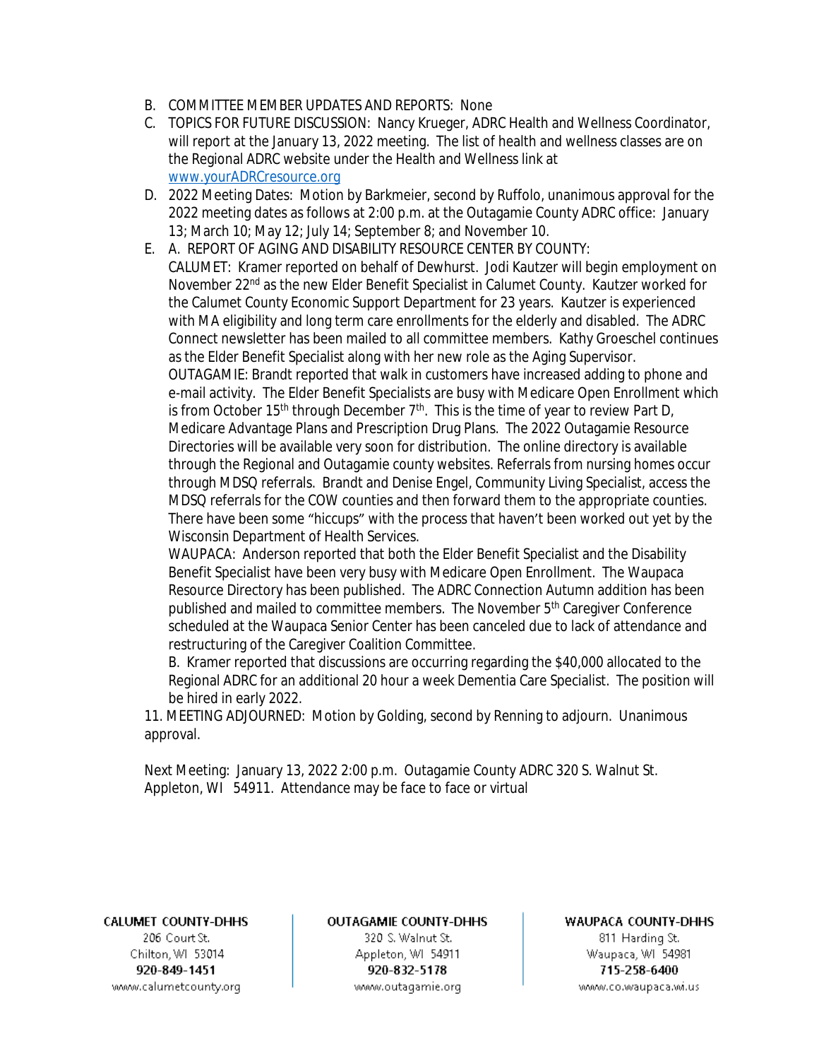B. COMMITTEE MEMBER UPDATES AND REPORTS: None

C. TOPICS FOR FUTURE DISCUSSION: Nancy Krueger, ADRC Health and Wellness Coordinator, will report at the January 13, 2022 meeting. The list of health and wellness classes are on the Regional ADRC website under the Health and Wellness link at www.yourADRCresource.org

D. 2022 Meeting Dates: Motion by Barkmeier, second by Ruffolo, unanimous approval for the 2022 meeting dates as follows at 2:00 p.m. at the Outagamie County ADRC office: January 13; March 10; May 12; July 14; September 8; and November 10.

E. A. REPORT OF AGING AND DISABILITY RESOURCE CENTER BY COUNTY:

CALUMET: Kramer reported on behalf of Dewhurst. Jodi Kautzer will begin employment on November 22nd as the new Elder Benefit Specialist in Calumet County. Kautzer worked for the Calumet County Economic Support Department for 23 years. Kautzer is experienced with MA eligibility and long term care enrollments for the elderly and disabled. The ADRC Connect newsletter has been mailed to all committee members. Kathy Groeschel continues as the Elder Benefit Specialist along with her new role as the Aging Supervisor.

OUTAGAMIE: Brandt reported that walk in customers have increased adding to phone and e-mail activity. The Elder Benefit Specialists are busy with Medicare Open Enrollment which is from October 15th through December 7th. This is the time of year to review Part D, Medicare Advantage Plans and Prescription Drug Plans. The 2022 Outagamie Resource Directories will be available very soon for distribution. The online directory is available through the Regional and Outagamie county websites. Referrals from nursing homes occur through MDSQ referrals. Brandt and Denise Engel, Community Living Specialist, access the MDSQ referrals for the COW counties and then forward them to the appropriate counties. There have been some "hiccups" with the process that haven't been worked out yet by the Wisconsin Department of Health Services.

WAUPACA: Anderson reported that both the Elder Benefit Specialist and the Disability Benefit Specialist have been very busy with Medicare Open Enrollment. The Waupaca Resource Directory has been published. The ADRC Connection Autumn addition has been published and mailed to committee members. The November 5th Caregiver Conference scheduled at the Waupaca Senior Center has been canceled due to lack of attendance and restructuring of the Caregiver Coalition Committee.

B. Kramer reported that discussions are occurring regarding the $40,000 allocated to the Regional ADRC for an additional 20 hour a week Dementia Care Specialist. The position will be hired in early 2022.

11. MEETING ADJOURNED: Motion by Golding, second by Renning to adjourn. Unanimous approval.

Next Meeting: January 13, 2022 2:00 p.m. Outagamie County ADRC 320 S. Walnut St. Appleton, WI 54911. Attendance may be face to face or virtual

**CALUMET COUNTY-DHHS**
206 Court St.
Chilton, WI 53014
**920-849-1451**
www.calumetcounty.org

**OUTAGAMIE COUNTY-DHHS**
320 S. Walnut St.
Appleton, WI 54911
**920-832-5178**
www.outagamie.org

**WAUPACA COUNTY-DHHS**
811 Harding St.
Waupaca, WI 54981
**715-258-6400**
www.co.waupaca.wi.us